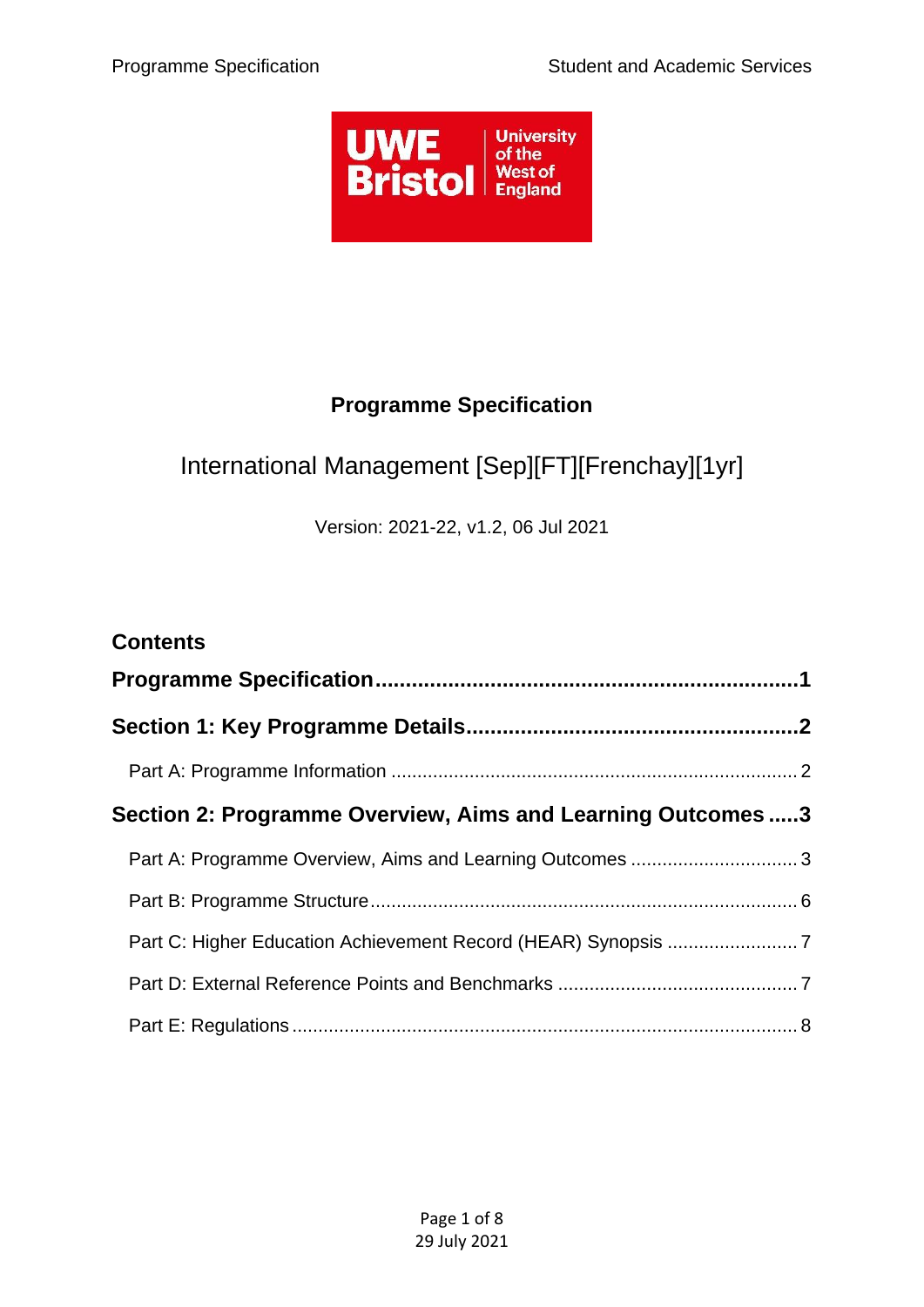# Programme Specification

International Management [Sep][FT][Frenchay][1yr]

Version: 2021-22, v1.2, 06 Jul 2021

## Contents

**Programme Specification** .......... 1

**Section 1: Key Programme Details** .......... 2

- Part A: Programme Information .......... 2

**Section 2: Programme Overview, Aims and Learning Outcomes** .......... 3

- Part A: Programme Overview, Aims and Learning Outcomes .......... 3
- Part B: Programme Structure .......... 6
- Part C: Higher Education Achievement Record (HEAR) Synopsis .......... 7
- Part D: External Reference Points and Benchmarks .......... 7
- Part E: Regulations .......... 8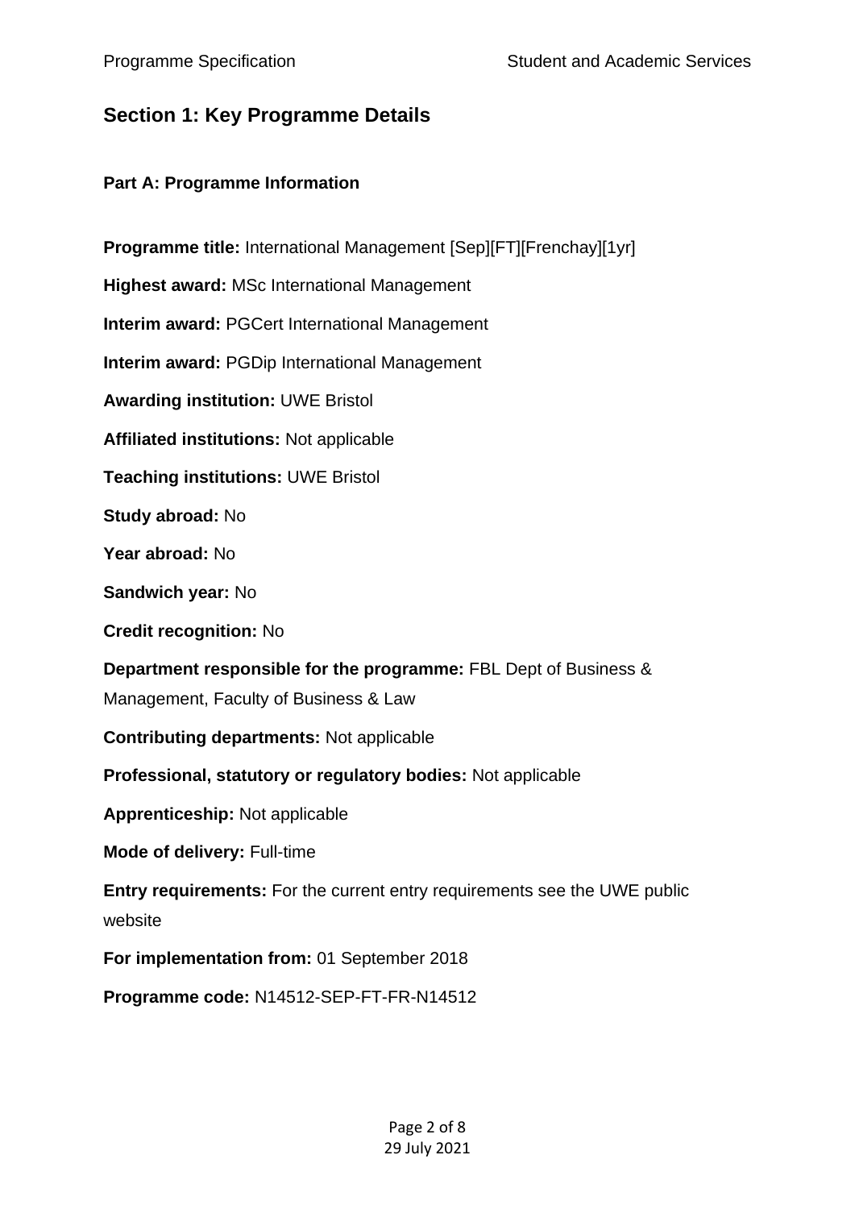## Section 1: Key Programme Details

### Part A: Programme Information

**Programme title:** International Management [Sep][FT][Frenchay][1yr]

**Highest award:** MSc International Management

**Interim award:** PGCert International Management

**Interim award:** PGDip International Management

**Awarding institution:** UWE Bristol

**Affiliated institutions:** Not applicable

**Teaching institutions:** UWE Bristol

**Study abroad:** No

**Year abroad:** No

**Sandwich year:** No

**Credit recognition:** No

**Department responsible for the programme:** FBL Dept of Business & Management, Faculty of Business & Law

**Contributing departments:** Not applicable

**Professional, statutory or regulatory bodies:** Not applicable

**Apprenticeship:** Not applicable

**Mode of delivery:** Full-time

**Entry requirements:** For the current entry requirements see the UWE public website

**For implementation from:** 01 September 2018

**Programme code:** N14512-SEP-FT-FR-N14512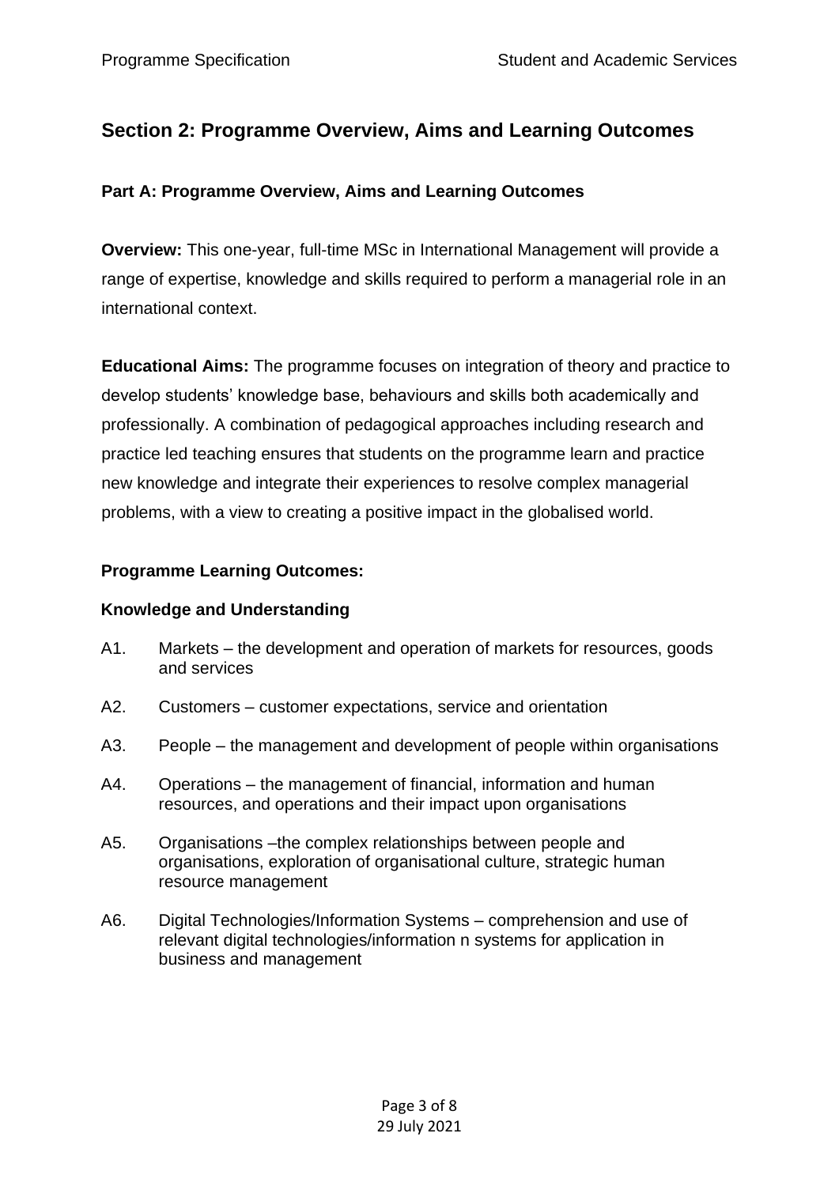## Section 2: Programme Overview, Aims and Learning Outcomes

### Part A: Programme Overview, Aims and Learning Outcomes

**Overview:** This one-year, full-time MSc in International Management will provide a range of expertise, knowledge and skills required to perform a managerial role in an international context.

**Educational Aims:** The programme focuses on integration of theory and practice to develop students' knowledge base, behaviours and skills both academically and professionally. A combination of pedagogical approaches including research and practice led teaching ensures that students on the programme learn and practice new knowledge and integrate their experiences to resolve complex managerial problems, with a view to creating a positive impact in the globalised world.

**Programme Learning Outcomes:**

**Knowledge and Understanding**

A1. Markets – the development and operation of markets for resources, goods and services

A2. Customers – customer expectations, service and orientation

A3. People – the management and development of people within organisations

A4. Operations – the management of financial, information and human resources, and operations and their impact upon organisations

A5. Organisations –the complex relationships between people and organisations, exploration of organisational culture, strategic human resource management

A6. Digital Technologies/Information Systems – comprehension and use of relevant digital technologies/information n systems for application in business and management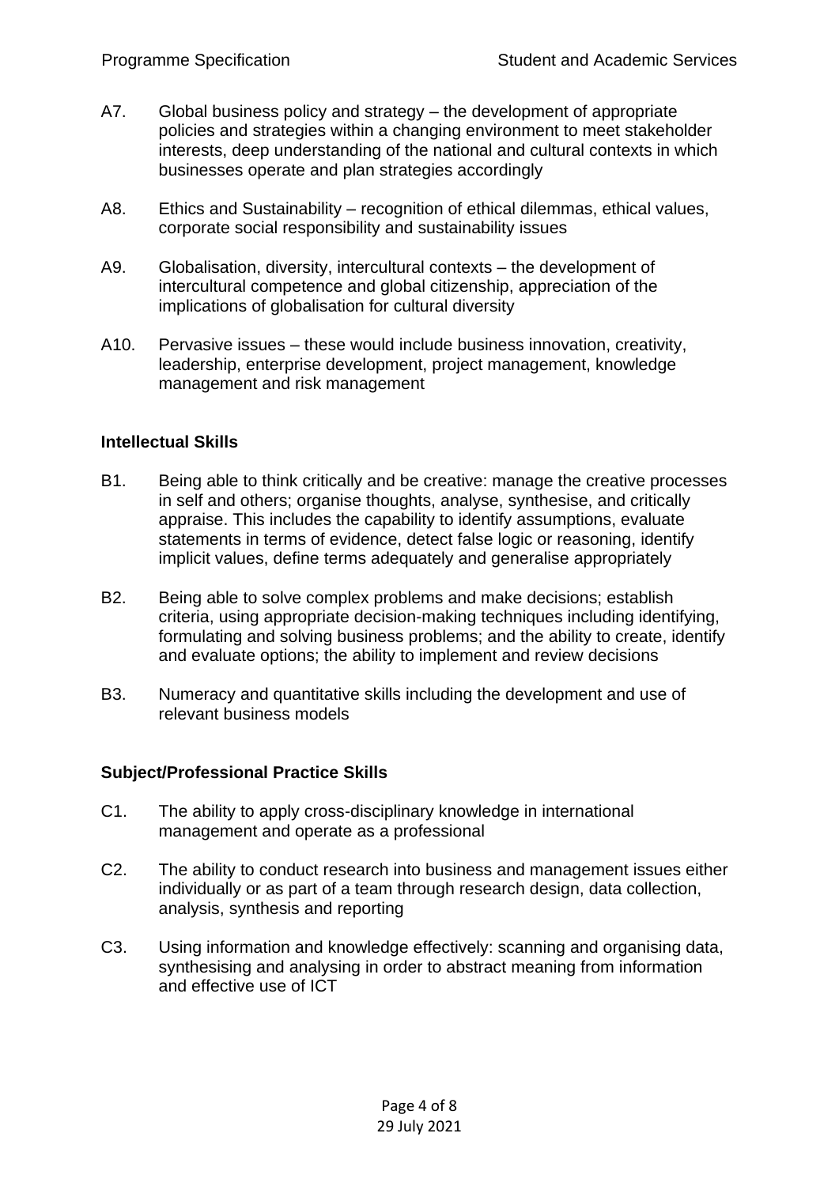A7. Global business policy and strategy – the development of appropriate policies and strategies within a changing environment to meet stakeholder interests, deep understanding of the national and cultural contexts in which businesses operate and plan strategies accordingly

A8. Ethics and Sustainability – recognition of ethical dilemmas, ethical values, corporate social responsibility and sustainability issues

A9. Globalisation, diversity, intercultural contexts – the development of intercultural competence and global citizenship, appreciation of the implications of globalisation for cultural diversity

A10. Pervasive issues – these would include business innovation, creativity, leadership, enterprise development, project management, knowledge management and risk management

**Intellectual Skills**

B1. Being able to think critically and be creative: manage the creative processes in self and others; organise thoughts, analyse, synthesise, and critically appraise. This includes the capability to identify assumptions, evaluate statements in terms of evidence, detect false logic or reasoning, identify implicit values, define terms adequately and generalise appropriately

B2. Being able to solve complex problems and make decisions; establish criteria, using appropriate decision-making techniques including identifying, formulating and solving business problems; and the ability to create, identify and evaluate options; the ability to implement and review decisions

B3. Numeracy and quantitative skills including the development and use of relevant business models

**Subject/Professional Practice Skills**

C1. The ability to apply cross-disciplinary knowledge in international management and operate as a professional

C2. The ability to conduct research into business and management issues either individually or as part of a team through research design, data collection, analysis, synthesis and reporting

C3. Using information and knowledge effectively: scanning and organising data, synthesising and analysing in order to abstract meaning from information and effective use of ICT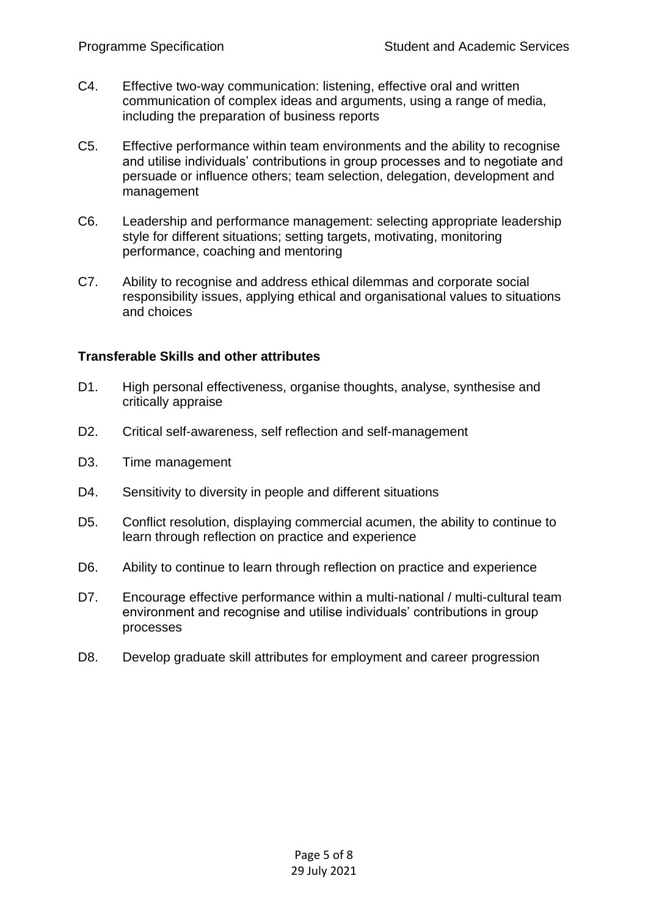C4. Effective two-way communication: listening, effective oral and written communication of complex ideas and arguments, using a range of media, including the preparation of business reports

C5. Effective performance within team environments and the ability to recognise and utilise individuals' contributions in group processes and to negotiate and persuade or influence others; team selection, delegation, development and management

C6. Leadership and performance management: selecting appropriate leadership style for different situations; setting targets, motivating, monitoring performance, coaching and mentoring

C7. Ability to recognise and address ethical dilemmas and corporate social responsibility issues, applying ethical and organisational values to situations and choices

**Transferable Skills and other attributes**

D1. High personal effectiveness, organise thoughts, analyse, synthesise and critically appraise

D2. Critical self-awareness, self reflection and self-management

D3. Time management

D4. Sensitivity to diversity in people and different situations

D5. Conflict resolution, displaying commercial acumen, the ability to continue to learn through reflection on practice and experience

D6. Ability to continue to learn through reflection on practice and experience

D7. Encourage effective performance within a multi-national / multi-cultural team environment and recognise and utilise individuals' contributions in group processes

D8. Develop graduate skill attributes for employment and career progression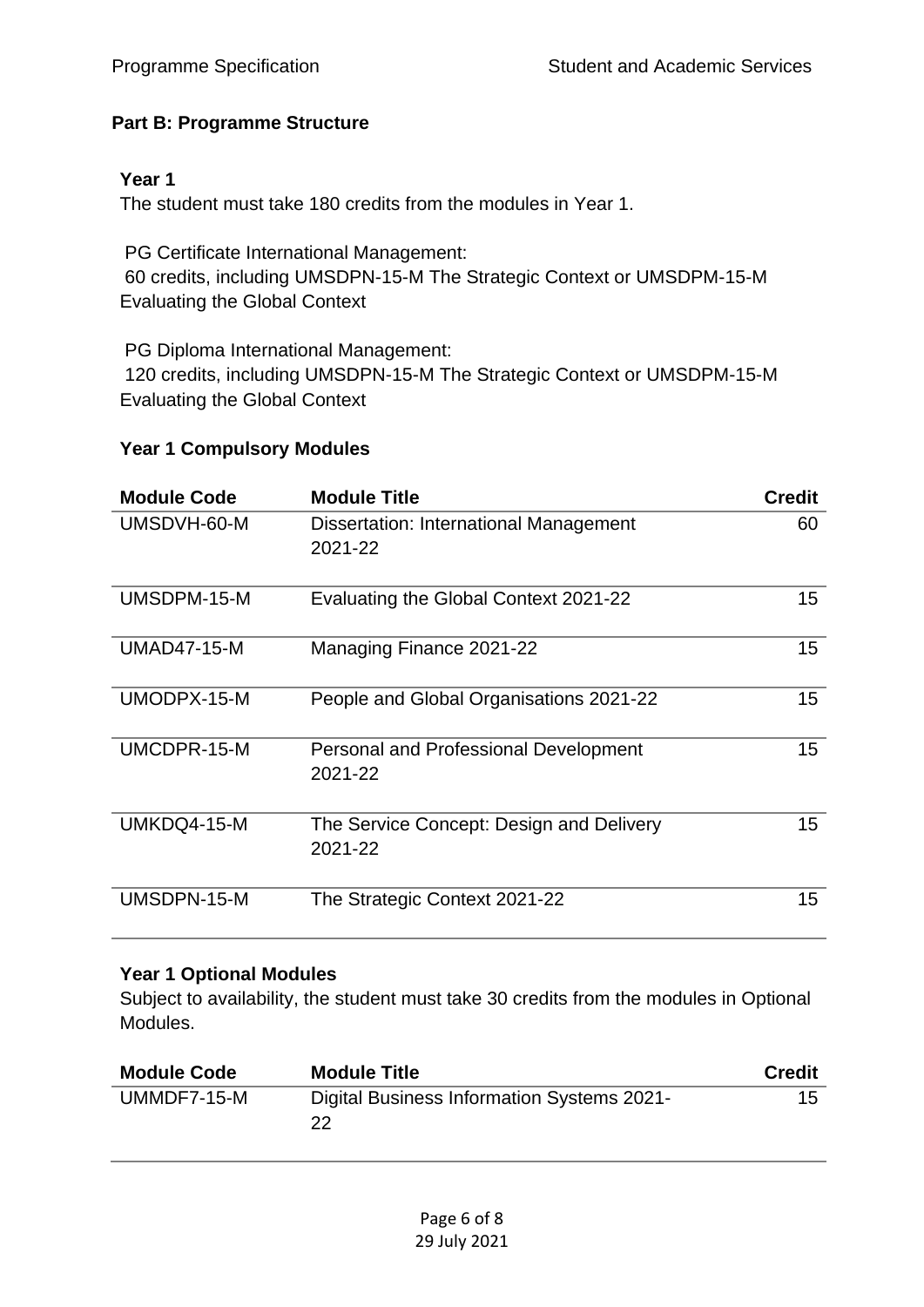## Part B: Programme Structure

### Year 1

The student must take 180 credits from the modules in Year 1.

PG Certificate International Management:
60 credits, including UMSDPN-15-M The Strategic Context or UMSDPM-15-M Evaluating the Global Context

PG Diploma International Management:
120 credits, including UMSDPN-15-M The Strategic Context or UMSDPM-15-M Evaluating the Global Context

#### Year 1 Compulsory Modules

| Module Code | Module Title | Credit |
|---|---|---|
| UMSDVH-60-M | Dissertation: International Management 2021-22 | 60 |
| UMSDPM-15-M | Evaluating the Global Context 2021-22 | 15 |
| UMAD47-15-M | Managing Finance 2021-22 | 15 |
| UMODPX-15-M | People and Global Organisations 2021-22 | 15 |
| UMCDPR-15-M | Personal and Professional Development 2021-22 | 15 |
| UMKDQ4-15-M | The Service Concept: Design and Delivery 2021-22 | 15 |
| UMSDPN-15-M | The Strategic Context 2021-22 | 15 |

#### Year 1 Optional Modules

Subject to availability, the student must take 30 credits from the modules in Optional Modules.

| Module Code | Module Title | Credit |
|---|---|---|
| UMMDF7-15-M | Digital Business Information Systems 2021-22 | 15 |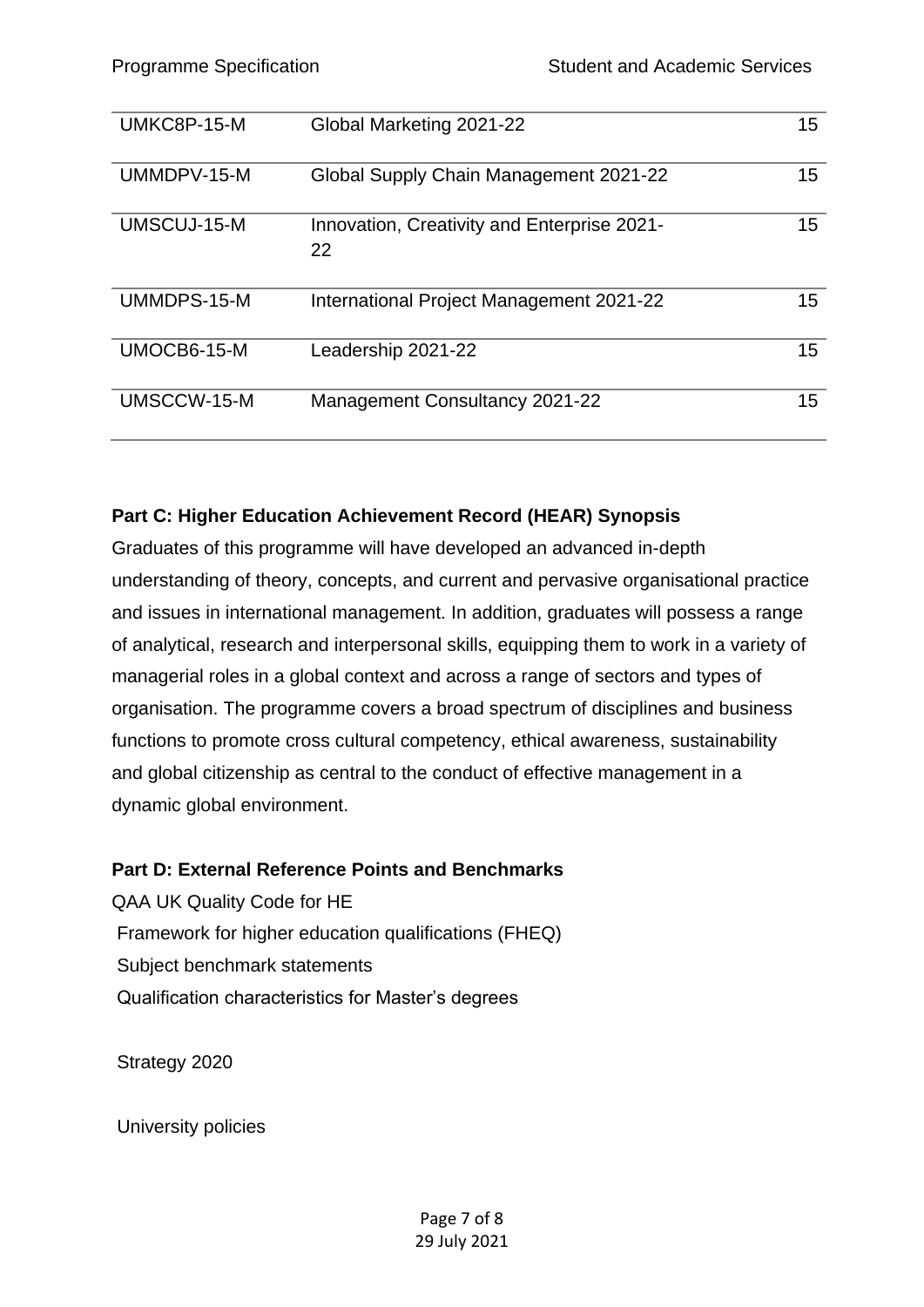| | | |
|---|---|---|
| UMKC8P-15-M | Global Marketing 2021-22 | 15 |
| UMMDPV-15-M | Global Supply Chain Management 2021-22 | 15 |
| UMSCUJ-15-M | Innovation, Creativity and Enterprise 2021-22 | 15 |
| UMMDPS-15-M | International Project Management 2021-22 | 15 |
| UMOCB6-15-M | Leadership 2021-22 | 15 |
| UMSCCW-15-M | Management Consultancy 2021-22 | 15 |

**Part C: Higher Education Achievement Record (HEAR) Synopsis**

Graduates of this programme will have developed an advanced in-depth understanding of theory, concepts, and current and pervasive organisational practice and issues in international management. In addition, graduates will possess a range of analytical, research and interpersonal skills, equipping them to work in a variety of managerial roles in a global context and across a range of sectors and types of organisation. The programme covers a broad spectrum of disciplines and business functions to promote cross cultural competency, ethical awareness, sustainability and global citizenship as central to the conduct of effective management in a dynamic global environment.

**Part D: External Reference Points and Benchmarks**

QAA UK Quality Code for HE

Framework for higher education qualifications (FHEQ)

Subject benchmark statements

Qualification characteristics for Master's degrees

Strategy 2020

University policies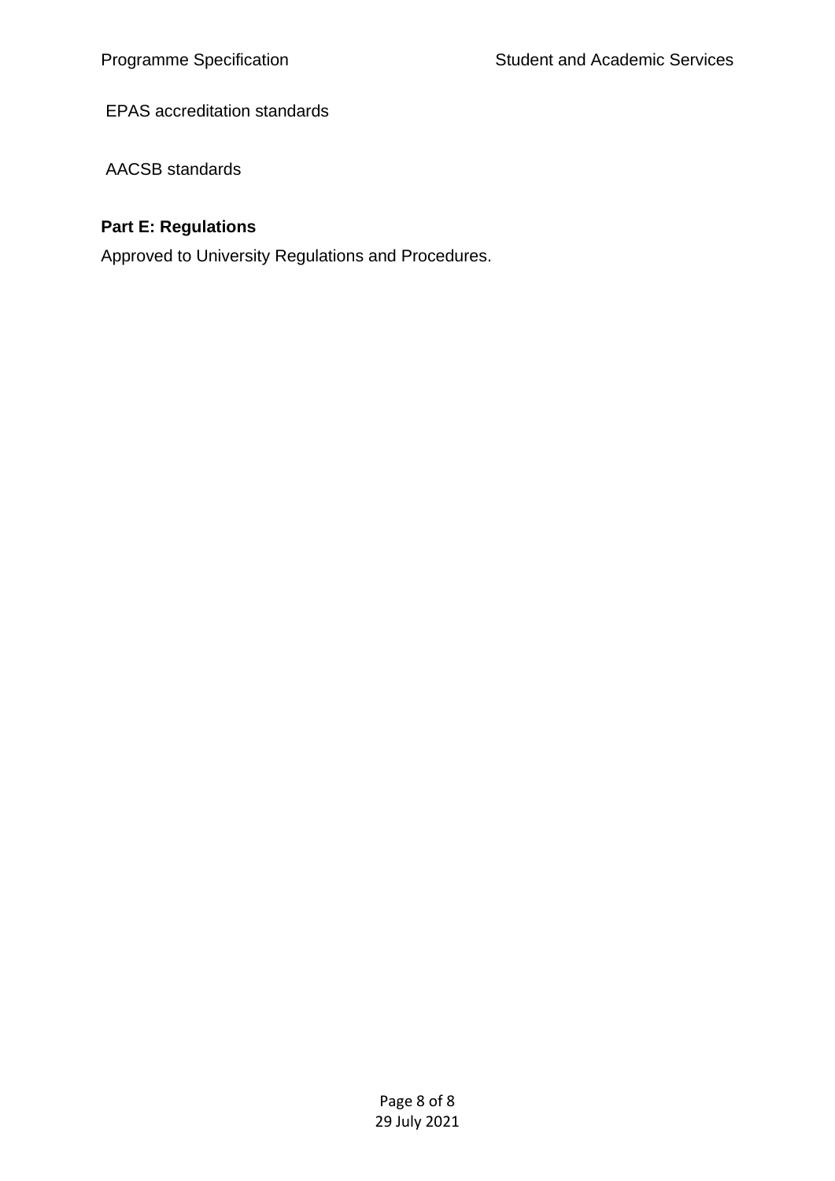EPAS accreditation standards

AACSB standards

**Part E: Regulations**

Approved to University Regulations and Procedures.